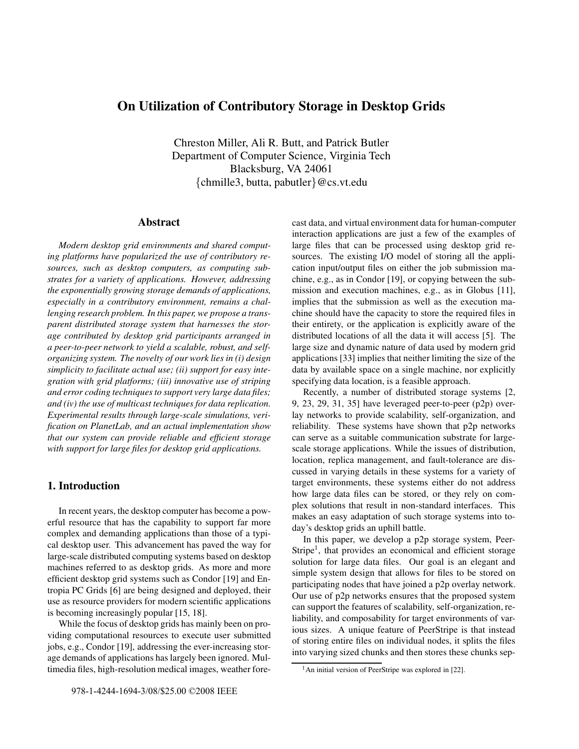# On Utilization of Contributory Storage in Desktop Grids

Chreston Miller, Ali R. Butt, and Patrick Butler
Department of Computer Science, Virginia Tech
Blacksburg, VA 24061
{chmille3, butta, pabutler}@cs.vt.edu

## Abstract

*Modern desktop grid environments and shared computing platforms have popularized the use of contributory resources, such as desktop computers, as computing substrates for a variety of applications. However, addressing the exponentially growing storage demands of applications, especially in a contributory environment, remains a challenging research problem. In this paper, we propose a transparent distributed storage system that harnesses the storage contributed by desktop grid participants arranged in a peer-to-peer network to yield a scalable, robust, and self-organizing system. The novelty of our work lies in (i) design simplicity to facilitate actual use; (ii) support for easy integration with grid platforms; (iii) innovative use of striping and error coding techniques to support very large data files; and (iv) the use of multicast techniques for data replication. Experimental results through large-scale simulations, verification on PlanetLab, and an actual implementation show that our system can provide reliable and efficient storage with support for large files for desktop grid applications.*

## 1. Introduction

In recent years, the desktop computer has become a powerful resource that has the capability to support far more complex and demanding applications than those of a typical desktop user. This advancement has paved the way for large-scale distributed computing systems based on desktop machines referred to as desktop grids. As more and more efficient desktop grid systems such as Condor [19] and Entropia PC Grids [6] are being designed and deployed, their use as resource providers for modern scientific applications is becoming increasingly popular [15, 18].

While the focus of desktop grids has mainly been on providing computational resources to execute user submitted jobs, e.g., Condor [19], addressing the ever-increasing storage demands of applications has largely been ignored. Multimedia files, high-resolution medical images, weather forecast data, and virtual environment data for human-computer interaction applications are just a few of the examples of large files that can be processed using desktop grid resources. The existing I/O model of storing all the application input/output files on either the job submission machine, e.g., as in Condor [19], or copying between the submission and execution machines, e.g., as in Globus [11], implies that the submission as well as the execution machine should have the capacity to store the required files in their entirety, or the application is explicitly aware of the distributed locations of all the data it will access [5]. The large size and dynamic nature of data used by modern grid applications [33] implies that neither limiting the size of the data by available space on a single machine, nor explicitly specifying data location, is a feasible approach.

Recently, a number of distributed storage systems [2, 9, 23, 29, 31, 35] have leveraged peer-to-peer (p2p) overlay networks to provide scalability, self-organization, and reliability. These systems have shown that p2p networks can serve as a suitable communication substrate for large-scale storage applications. While the issues of distribution, location, replica management, and fault-tolerance are discussed in varying details in these systems for a variety of target environments, these systems either do not address how large data files can be stored, or they rely on complex solutions that result in non-standard interfaces. This makes an easy adaptation of such storage systems into today's desktop grids an uphill battle.

In this paper, we develop a p2p storage system, PeerStripe[1], that provides an economical and efficient storage solution for large data files. Our goal is an elegant and simple system design that allows for files to be stored on participating nodes that have joined a p2p overlay network. Our use of p2p networks ensures that the proposed system can support the features of scalability, self-organization, reliability, and composability for target environments of various sizes. A unique feature of PeerStripe is that instead of storing entire files on individual nodes, it splits the files into varying sized chunks and then stores these chunks sep-

[1] An initial version of PeerStripe was explored in [22].

978-1-4244-1694-3/08/$25.00 ©2008 IEEE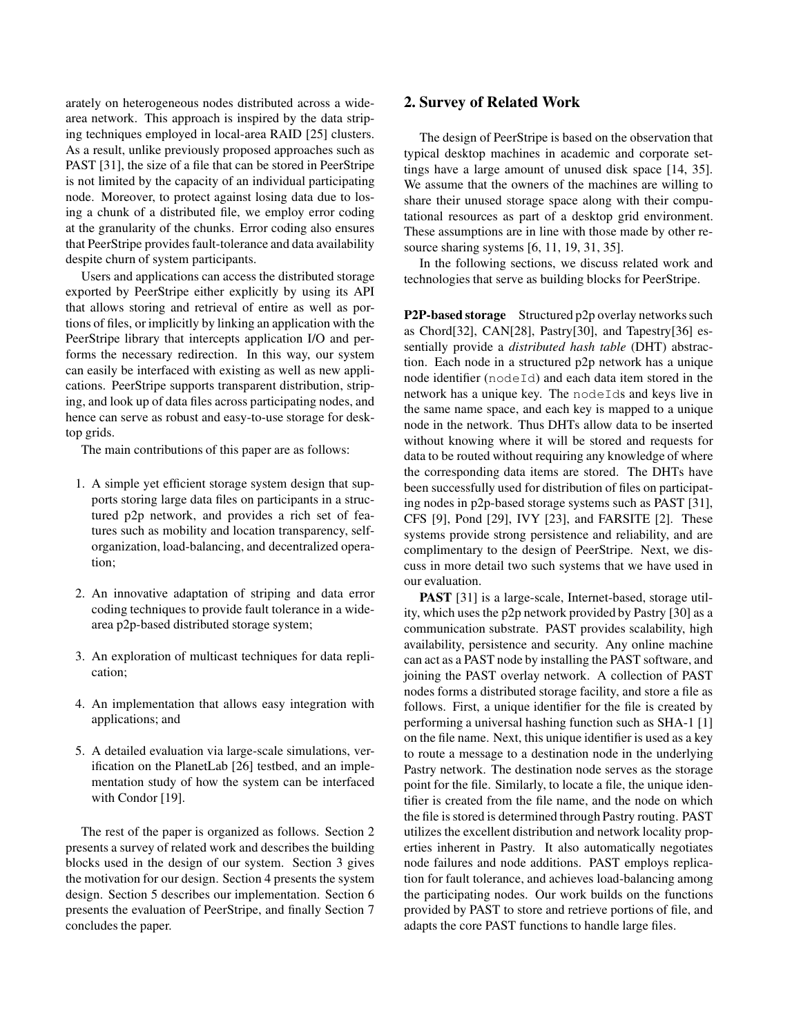arately on heterogeneous nodes distributed across a wide-area network. This approach is inspired by the data striping techniques employed in local-area RAID [25] clusters. As a result, unlike previously proposed approaches such as PAST [31], the size of a file that can be stored in PeerStripe is not limited by the capacity of an individual participating node. Moreover, to protect against losing data due to losing a chunk of a distributed file, we employ error coding at the granularity of the chunks. Error coding also ensures that PeerStripe provides fault-tolerance and data availability despite churn of system participants.

Users and applications can access the distributed storage exported by PeerStripe either explicitly by using its API that allows storing and retrieval of entire as well as portions of files, or implicitly by linking an application with the PeerStripe library that intercepts application I/O and performs the necessary redirection. In this way, our system can easily be interfaced with existing as well as new applications. PeerStripe supports transparent distribution, striping, and look up of data files across participating nodes, and hence can serve as robust and easy-to-use storage for desktop grids.

The main contributions of this paper are as follows:

1. A simple yet efficient storage system design that supports storing large data files on participants in a structured p2p network, and provides a rich set of features such as mobility and location transparency, self-organization, load-balancing, and decentralized operation;
2. An innovative adaptation of striping and data error coding techniques to provide fault tolerance in a wide-area p2p-based distributed storage system;
3. An exploration of multicast techniques for data replication;
4. An implementation that allows easy integration with applications; and
5. A detailed evaluation via large-scale simulations, verification on the PlanetLab [26] testbed, and an implementation study of how the system can be interfaced with Condor [19].

The rest of the paper is organized as follows. Section 2 presents a survey of related work and describes the building blocks used in the design of our system. Section 3 gives the motivation for our design. Section 4 presents the system design. Section 5 describes our implementation. Section 6 presents the evaluation of PeerStripe, and finally Section 7 concludes the paper.

## 2. Survey of Related Work

The design of PeerStripe is based on the observation that typical desktop machines in academic and corporate settings have a large amount of unused disk space [14, 35]. We assume that the owners of the machines are willing to share their unused storage space along with their computational resources as part of a desktop grid environment. These assumptions are in line with those made by other resource sharing systems [6, 11, 19, 31, 35].

In the following sections, we discuss related work and technologies that serve as building blocks for PeerStripe.

**P2P-based storage** Structured p2p overlay networks such as Chord[32], CAN[28], Pastry[30], and Tapestry[36] essentially provide a *distributed hash table* (DHT) abstraction. Each node in a structured p2p network has a unique node identifier (`nodeId`) and each data item stored in the network has a unique key. The `nodeId`s and keys live in the same name space, and each key is mapped to a unique node in the network. Thus DHTs allow data to be inserted without knowing where it will be stored and requests for data to be routed without requiring any knowledge of where the corresponding data items are stored. The DHTs have been successfully used for distribution of files on participating nodes in p2p-based storage systems such as PAST [31], CFS [9], Pond [29], IVY [23], and FARSITE [2]. These systems provide strong persistence and reliability, and are complimentary to the design of PeerStripe. Next, we discuss in more detail two such systems that we have used in our evaluation.

**PAST** [31] is a large-scale, Internet-based, storage utility, which uses the p2p network provided by Pastry [30] as a communication substrate. PAST provides scalability, high availability, persistence and security. Any online machine can act as a PAST node by installing the PAST software, and joining the PAST overlay network. A collection of PAST nodes forms a distributed storage facility, and store a file as follows. First, a unique identifier for the file is created by performing a universal hashing function such as SHA-1 [1] on the file name. Next, this unique identifier is used as a key to route a message to a destination node in the underlying Pastry network. The destination node serves as the storage point for the file. Similarly, to locate a file, the unique identifier is created from the file name, and the node on which the file is stored is determined through Pastry routing. PAST utilizes the excellent distribution and network locality properties inherent in Pastry. It also automatically negotiates node failures and node additions. PAST employs replication for fault tolerance, and achieves load-balancing among the participating nodes. Our work builds on the functions provided by PAST to store and retrieve portions of file, and adapts the core PAST functions to handle large files.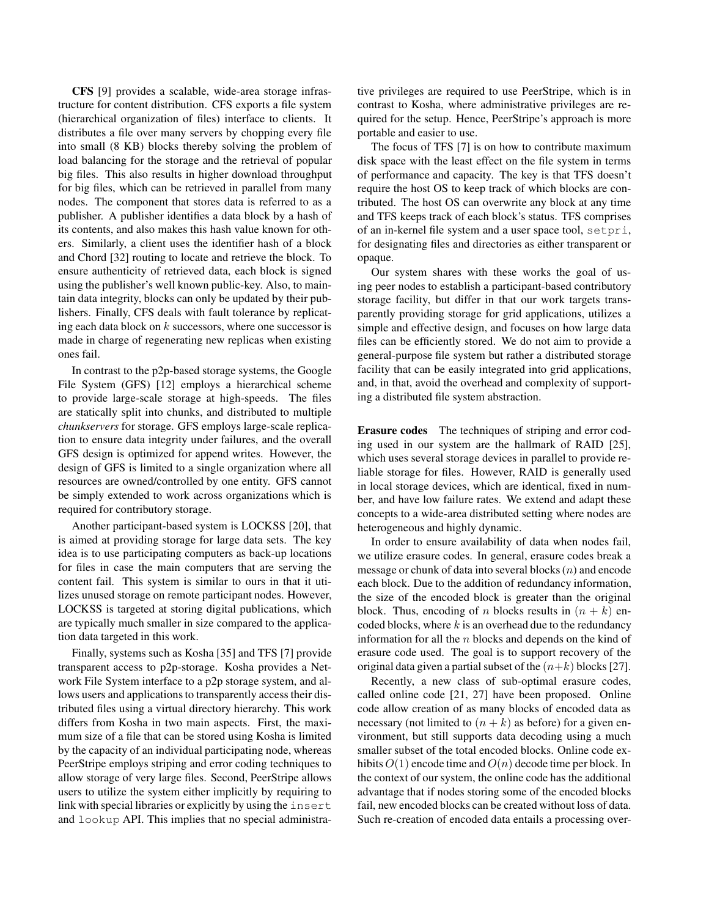**CFS** [9] provides a scalable, wide-area storage infrastructure for content distribution. CFS exports a file system (hierarchical organization of files) interface to clients. It distributes a file over many servers by chopping every file into small (8 KB) blocks thereby solving the problem of load balancing for the storage and the retrieval of popular big files. This also results in higher download throughput for big files, which can be retrieved in parallel from many nodes. The component that stores data is referred to as a publisher. A publisher identifies a data block by a hash of its contents, and also makes this hash value known for others. Similarly, a client uses the identifier hash of a block and Chord [32] routing to locate and retrieve the block. To ensure authenticity of retrieved data, each block is signed using the publisher's well known public-key. Also, to maintain data integrity, blocks can only be updated by their publishers. Finally, CFS deals with fault tolerance by replicating each data block on $k$ successors, where one successor is made in charge of regenerating new replicas when existing ones fail.

In contrast to the p2p-based storage systems, the Google File System (GFS) [12] employs a hierarchical scheme to provide large-scale storage at high-speeds. The files are statically split into chunks, and distributed to multiple *chunkservers* for storage. GFS employs large-scale replication to ensure data integrity under failures, and the overall GFS design is optimized for append writes. However, the design of GFS is limited to a single organization where all resources are owned/controlled by one entity. GFS cannot be simply extended to work across organizations which is required for contributory storage.

Another participant-based system is LOCKSS [20], that is aimed at providing storage for large data sets. The key idea is to use participating computers as back-up locations for files in case the main computers that are serving the content fail. This system is similar to ours in that it utilizes unused storage on remote participant nodes. However, LOCKSS is targeted at storing digital publications, which are typically much smaller in size compared to the application data targeted in this work.

Finally, systems such as Kosha [35] and TFS [7] provide transparent access to p2p-storage. Kosha provides a Network File System interface to a p2p storage system, and allows users and applications to transparently access their distributed files using a virtual directory hierarchy. This work differs from Kosha in two main aspects. First, the maximum size of a file that can be stored using Kosha is limited by the capacity of an individual participating node, whereas PeerStripe employs striping and error coding techniques to allow storage of very large files. Second, PeerStripe allows users to utilize the system either implicitly by requiring to link with special libraries or explicitly by using the `insert` and `lookup` API. This implies that no special administrative privileges are required to use PeerStripe, which is in contrast to Kosha, where administrative privileges are required for the setup. Hence, PeerStripe's approach is more portable and easier to use.

The focus of TFS [7] is on how to contribute maximum disk space with the least effect on the file system in terms of performance and capacity. The key is that TFS doesn't require the host OS to keep track of which blocks are contributed. The host OS can overwrite any block at any time and TFS keeps track of each block's status. TFS comprises of an in-kernel file system and a user space tool, `setpri`, for designating files and directories as either transparent or opaque.

Our system shares with these works the goal of using peer nodes to establish a participant-based contributory storage facility, but differ in that our work targets transparently providing storage for grid applications, utilizes a simple and effective design, and focuses on how large data files can be efficiently stored. We do not aim to provide a general-purpose file system but rather a distributed storage facility that can be easily integrated into grid applications, and, in that, avoid the overhead and complexity of supporting a distributed file system abstraction.

**Erasure codes** The techniques of striping and error coding used in our system are the hallmark of RAID [25], which uses several storage devices in parallel to provide reliable storage for files. However, RAID is generally used in local storage devices, which are identical, fixed in number, and have low failure rates. We extend and adapt these concepts to a wide-area distributed setting where nodes are heterogeneous and highly dynamic.

In order to ensure availability of data when nodes fail, we utilize erasure codes. In general, erasure codes break a message or chunk of data into several blocks ($n$) and encode each block. Due to the addition of redundancy information, the size of the encoded block is greater than the original block. Thus, encoding of $n$ blocks results in $(n + k)$ encoded blocks, where $k$ is an overhead due to the redundancy information for all the $n$ blocks and depends on the kind of erasure code used. The goal is to support recovery of the original data given a partial subset of the $(n+k)$ blocks [27].

Recently, a new class of sub-optimal erasure codes, called online code [21, 27] have been proposed. Online code allow creation of as many blocks of encoded data as necessary (not limited to $(n + k)$ as before) for a given environment, but still supports data decoding using a much smaller subset of the total encoded blocks. Online code exhibits $O(1)$ encode time and $O(n)$ decode time per block. In the context of our system, the online code has the additional advantage that if nodes storing some of the encoded blocks fail, new encoded blocks can be created without loss of data. Such re-creation of encoded data entails a processing over-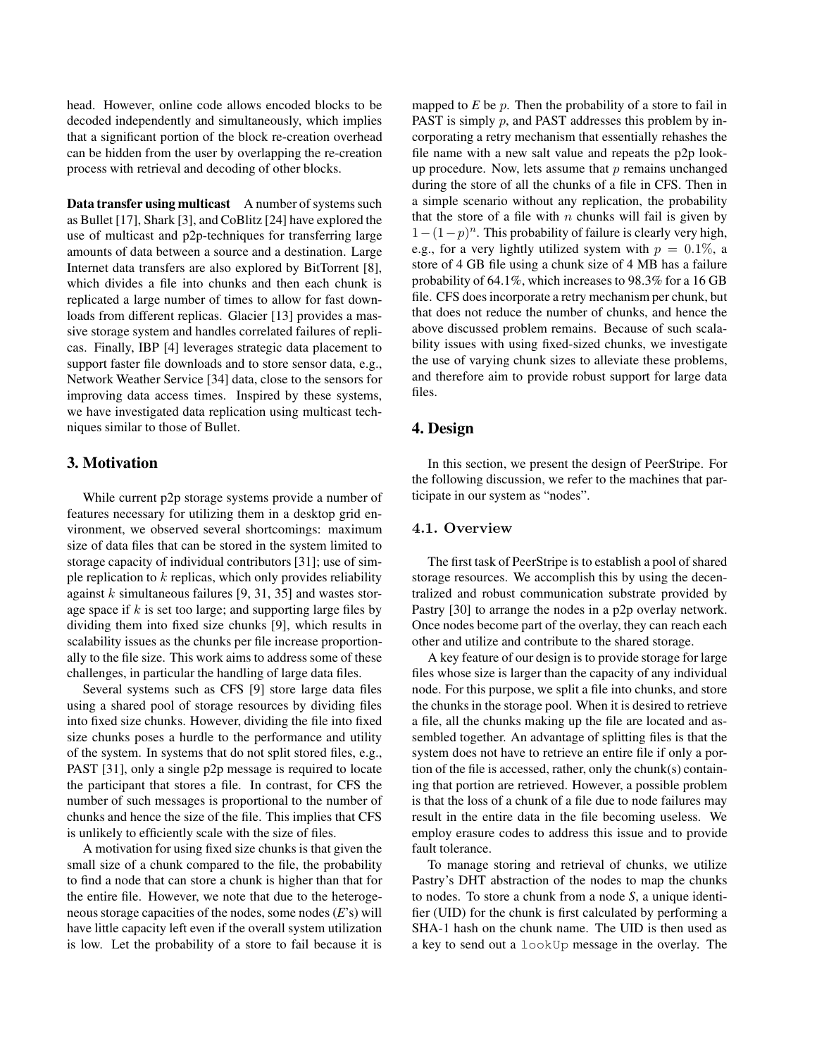head. However, online code allows encoded blocks to be decoded independently and simultaneously, which implies that a significant portion of the block re-creation overhead can be hidden from the user by overlapping the re-creation process with retrieval and decoding of other blocks.

**Data transfer using multicast** A number of systems such as Bullet [17], Shark [3], and CoBlitz [24] have explored the use of multicast and p2p-techniques for transferring large amounts of data between a source and a destination. Large Internet data transfers are also explored by BitTorrent [8], which divides a file into chunks and then each chunk is replicated a large number of times to allow for fast downloads from different replicas. Glacier [13] provides a massive storage system and handles correlated failures of replicas. Finally, IBP [4] leverages strategic data placement to support faster file downloads and to store sensor data, e.g., Network Weather Service [34] data, close to the sensors for improving data access times. Inspired by these systems, we have investigated data replication using multicast techniques similar to those of Bullet.

## 3. Motivation

While current p2p storage systems provide a number of features necessary for utilizing them in a desktop grid environment, we observed several shortcomings: maximum size of data files that can be stored in the system limited to storage capacity of individual contributors [31]; use of simple replication to $k$ replicas, which only provides reliability against $k$ simultaneous failures [9, 31, 35] and wastes storage space if $k$ is set too large; and supporting large files by dividing them into fixed size chunks [9], which results in scalability issues as the chunks per file increase proportionally to the file size. This work aims to address some of these challenges, in particular the handling of large data files.

Several systems such as CFS [9] store large data files using a shared pool of storage resources by dividing files into fixed size chunks. However, dividing the file into fixed size chunks poses a hurdle to the performance and utility of the system. In systems that do not split stored files, e.g., PAST [31], only a single p2p message is required to locate the participant that stores a file. In contrast, for CFS the number of such messages is proportional to the number of chunks and hence the size of the file. This implies that CFS is unlikely to efficiently scale with the size of files.

A motivation for using fixed size chunks is that given the small size of a chunk compared to the file, the probability to find a node that can store a chunk is higher than that for the entire file. However, we note that due to the heterogeneous storage capacities of the nodes, some nodes (*E*'s) will have little capacity left even if the overall system utilization is low. Let the probability of a store to fail because it is mapped to *E* be $p$. Then the probability of a store to fail in PAST is simply $p$, and PAST addresses this problem by incorporating a retry mechanism that essentially rehashes the file name with a new salt value and repeats the p2p lookup procedure. Now, lets assume that $p$ remains unchanged during the store of all the chunks of a file in CFS. Then in a simple scenario without any replication, the probability that the store of a file with $n$ chunks will fail is given by $1-(1-p)^n$. This probability of failure is clearly very high, e.g., for a very lightly utilized system with $p = 0.1\%$, a store of 4 GB file using a chunk size of 4 MB has a failure probability of 64.1%, which increases to 98.3% for a 16 GB file. CFS does incorporate a retry mechanism per chunk, but that does not reduce the number of chunks, and hence the above discussed problem remains. Because of such scalability issues with using fixed-sized chunks, we investigate the use of varying chunk sizes to alleviate these problems, and therefore aim to provide robust support for large data files.

## 4. Design

In this section, we present the design of PeerStripe. For the following discussion, we refer to the machines that participate in our system as "nodes".

### 4.1. Overview

The first task of PeerStripe is to establish a pool of shared storage resources. We accomplish this by using the decentralized and robust communication substrate provided by Pastry [30] to arrange the nodes in a p2p overlay network. Once nodes become part of the overlay, they can reach each other and utilize and contribute to the shared storage.

A key feature of our design is to provide storage for large files whose size is larger than the capacity of any individual node. For this purpose, we split a file into chunks, and store the chunks in the storage pool. When it is desired to retrieve a file, all the chunks making up the file are located and assembled together. An advantage of splitting files is that the system does not have to retrieve an entire file if only a portion of the file is accessed, rather, only the chunk(s) containing that portion are retrieved. However, a possible problem is that the loss of a chunk of a file due to node failures may result in the entire data in the file becoming useless. We employ erasure codes to address this issue and to provide fault tolerance.

To manage storing and retrieval of chunks, we utilize Pastry's DHT abstraction of the nodes to map the chunks to nodes. To store a chunk from a node *S*, a unique identifier (UID) for the chunk is first calculated by performing a SHA-1 hash on the chunk name. The UID is then used as a key to send out a `lookUp` message in the overlay. The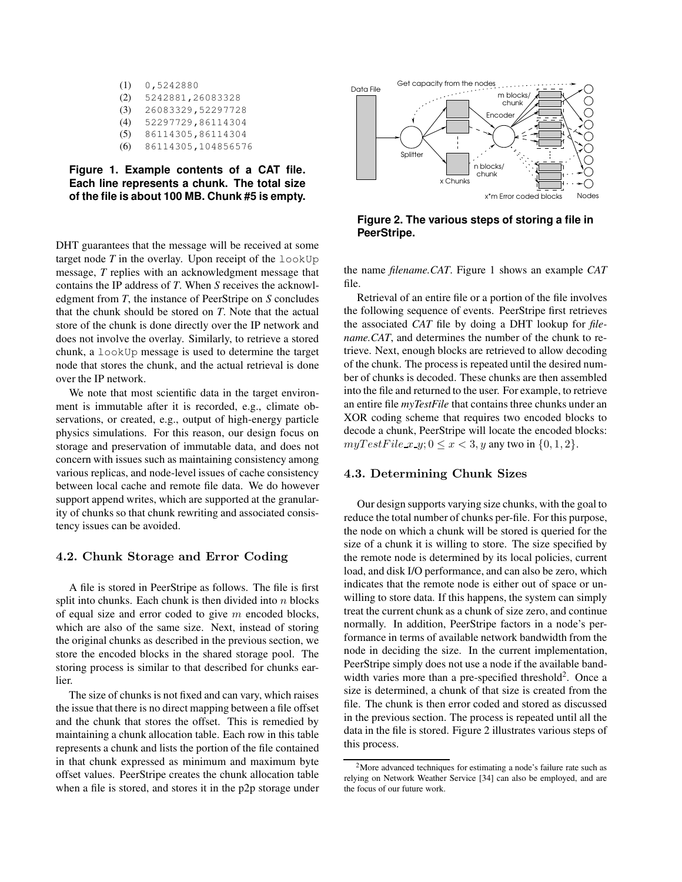```
(1)  0,5242880
(2)  5242881,26083328
(3)  26083329,52297728
(4)  52297729,86114304
(5)  86114305,86114304
(6)  86114305,104856576
```

**Figure 1. Example contents of a CAT file. Each line represents a chunk. The total size of the file is about 100 MB. Chunk #5 is empty.**

DHT guarantees that the message will be received at some target node *T* in the overlay. Upon receipt of the `lookUp` message, *T* replies with an acknowledgment message that contains the IP address of *T*. When *S* receives the acknowledgment from *T*, the instance of PeerStripe on *S* concludes that the chunk should be stored on *T*. Note that the actual store of the chunk is done directly over the IP network and does not involve the overlay. Similarly, to retrieve a stored chunk, a `lookUp` message is used to determine the target node that stores the chunk, and the actual retrieval is done over the IP network.

We note that most scientific data in the target environment is immutable after it is recorded, e.g., climate observations, or created, e.g., output of high-energy particle physics simulations. For this reason, our design focus on storage and preservation of immutable data, and does not concern with issues such as maintaining consistency among various replicas, and node-level issues of cache consistency between local cache and remote file data. We do however support append writes, which are supported at the granularity of chunks so that chunk rewriting and associated consistency issues can be avoided.

### 4.2. Chunk Storage and Error Coding

A file is stored in PeerStripe as follows. The file is first split into chunks. Each chunk is then divided into $n$ blocks of equal size and error coded to give $m$ encoded blocks, which are also of the same size. Next, instead of storing the original chunks as described in the previous section, we store the encoded blocks in the shared storage pool. The storing process is similar to that described for chunks earlier.

The size of chunks is not fixed and can vary, which raises the issue that there is no direct mapping between a file offset and the chunk that stores the offset. This is remedied by maintaining a chunk allocation table. Each row in this table represents a chunk and lists the portion of the file contained in that chunk expressed as minimum and maximum byte offset values. PeerStripe creates the chunk allocation table when a file is stored, and stores it in the p2p storage under

Data File
Get capacity from the nodes
m blocks/ chunk
Encoder
Splitter
n blocks/ chunk
x Chunks
x*m Error coded blocks
Nodes

**Figure 2. The various steps of storing a file in PeerStripe.**

the name *filename.CAT*. Figure 1 shows an example *CAT* file.

Retrieval of an entire file or a portion of the file involves the following sequence of events. PeerStripe first retrieves the associated *CAT* file by doing a DHT lookup for *filename.CAT*, and determines the number of the chunk to retrieve. Next, enough blocks are retrieved to allow decoding of the chunk. The process is repeated until the desired number of chunks is decoded. These chunks are then assembled into the file and returned to the user. For example, to retrieve an entire file *myTestFile* that contains three chunks under an XOR coding scheme that requires two encoded blocks to decode a chunk, PeerStripe will locate the encoded blocks: $myTestFile\_x\_y; 0 \leq x < 3, y$ any two in $\{0, 1, 2\}$.

### 4.3. Determining Chunk Sizes

Our design supports varying size chunks, with the goal to reduce the total number of chunks per-file. For this purpose, the node on which a chunk will be stored is queried for the size of a chunk it is willing to store. The size specified by the remote node is determined by its local policies, current load, and disk I/O performance, and can also be zero, which indicates that the remote node is either out of space or unwilling to store data. If this happens, the system can simply treat the current chunk as a chunk of size zero, and continue normally. In addition, PeerStripe factors in a node's performance in terms of available network bandwidth from the node in deciding the size. In the current implementation, PeerStripe simply does not use a node if the available bandwidth varies more than a pre-specified threshold[2]. Once a size is determined, a chunk of that size is created from the file. The chunk is then error coded and stored as discussed in the previous section. The process is repeated until all the data in the file is stored. Figure 2 illustrates various steps of this process.

[2] More advanced techniques for estimating a node's failure rate such as relying on Network Weather Service [34] can also be employed, and are the focus of our future work.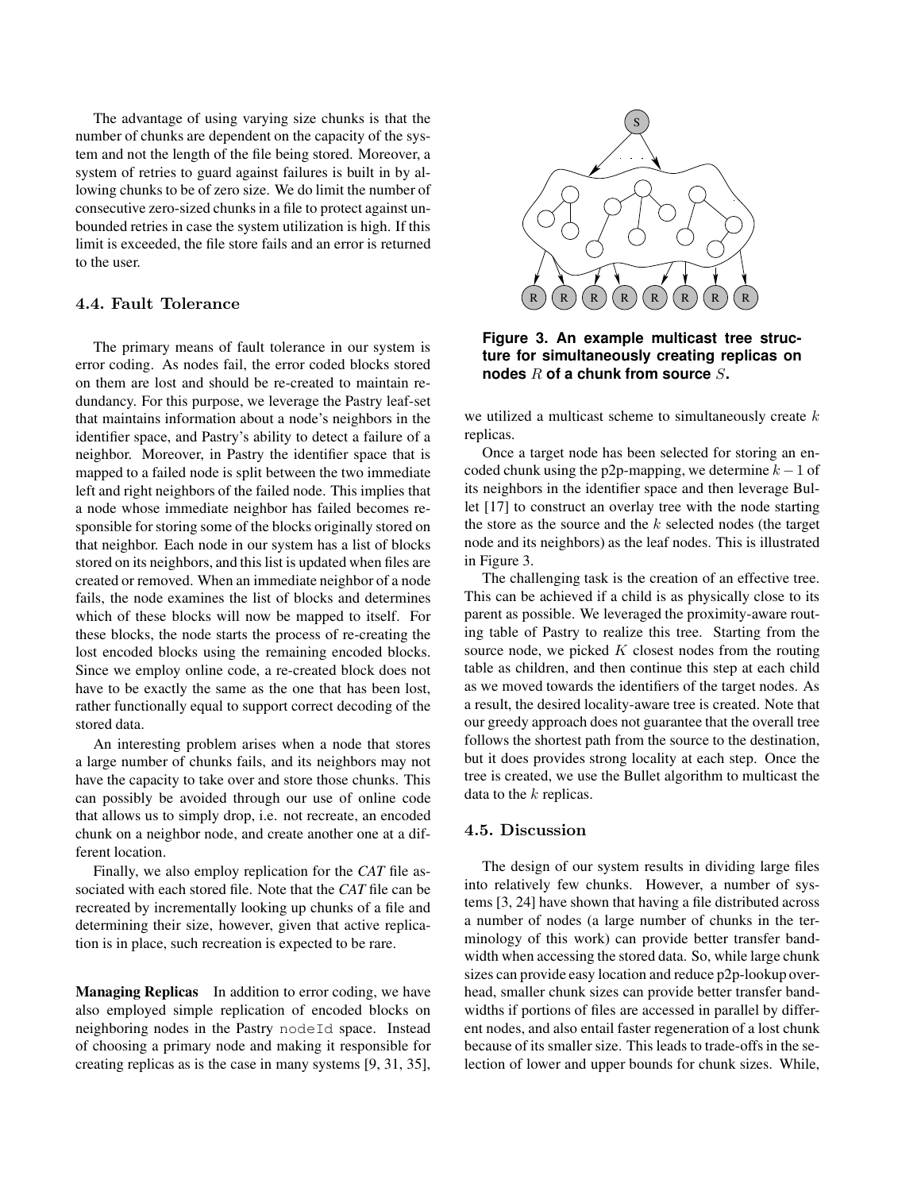The advantage of using varying size chunks is that the number of chunks are dependent on the capacity of the system and not the length of the file being stored. Moreover, a system of retries to guard against failures is built in by allowing chunks to be of zero size. We do limit the number of consecutive zero-sized chunks in a file to protect against unbounded retries in case the system utilization is high. If this limit is exceeded, the file store fails and an error is returned to the user.

### 4.4. Fault Tolerance

The primary means of fault tolerance in our system is error coding. As nodes fail, the error coded blocks stored on them are lost and should be re-created to maintain redundancy. For this purpose, we leverage the Pastry leaf-set that maintains information about a node's neighbors in the identifier space, and Pastry's ability to detect a failure of a neighbor. Moreover, in Pastry the identifier space that is mapped to a failed node is split between the two immediate left and right neighbors of the failed node. This implies that a node whose immediate neighbor has failed becomes responsible for storing some of the blocks originally stored on that neighbor. Each node in our system has a list of blocks stored on its neighbors, and this list is updated when files are created or removed. When an immediate neighbor of a node fails, the node examines the list of blocks and determines which of these blocks will now be mapped to itself. For these blocks, the node starts the process of re-creating the lost encoded blocks using the remaining encoded blocks. Since we employ online code, a re-created block does not have to be exactly the same as the one that has been lost, rather functionally equal to support correct decoding of the stored data.

An interesting problem arises when a node that stores a large number of chunks fails, and its neighbors may not have the capacity to take over and store those chunks. This can possibly be avoided through our use of online code that allows us to simply drop, i.e. not recreate, an encoded chunk on a neighbor node, and create another one at a different location.

Finally, we also employ replication for the *CAT* file associated with each stored file. Note that the *CAT* file can be recreated by incrementally looking up chunks of a file and determining their size, however, given that active replication is in place, such recreation is expected to be rare.

**Managing Replicas** In addition to error coding, we have also employed simple replication of encoded blocks on neighboring nodes in the Pastry `nodeId` space. Instead of choosing a primary node and making it responsible for creating replicas as is the case in many systems [9, 31, 35], we utilized a multicast scheme to simultaneously create $k$ replicas.

S

. . .

R R R R R R R R

**Figure 3. An example multicast tree structure for simultaneously creating replicas on nodes $R$ of a chunk from source $S$.**

Once a target node has been selected for storing an encoded chunk using the p2p-mapping, we determine $k-1$ of its neighbors in the identifier space and then leverage Bullet [17] to construct an overlay tree with the node starting the store as the source and the $k$ selected nodes (the target node and its neighbors) as the leaf nodes. This is illustrated in Figure 3.

The challenging task is the creation of an effective tree. This can be achieved if a child is as physically close to its parent as possible. We leveraged the proximity-aware routing table of Pastry to realize this tree. Starting from the source node, we picked $K$ closest nodes from the routing table as children, and then continue this step at each child as we moved towards the identifiers of the target nodes. As a result, the desired locality-aware tree is created. Note that our greedy approach does not guarantee that the overall tree follows the shortest path from the source to the destination, but it does provides strong locality at each step. Once the tree is created, we use the Bullet algorithm to multicast the data to the $k$ replicas.

### 4.5. Discussion

The design of our system results in dividing large files into relatively few chunks. However, a number of systems [3, 24] have shown that having a file distributed across a number of nodes (a large number of chunks in the terminology of this work) can provide better transfer bandwidth when accessing the stored data. So, while large chunk sizes can provide easy location and reduce p2p-lookup overhead, smaller chunk sizes can provide better transfer bandwidths if portions of files are accessed in parallel by different nodes, and also entail faster regeneration of a lost chunk because of its smaller size. This leads to trade-offs in the selection of lower and upper bounds for chunk sizes. While,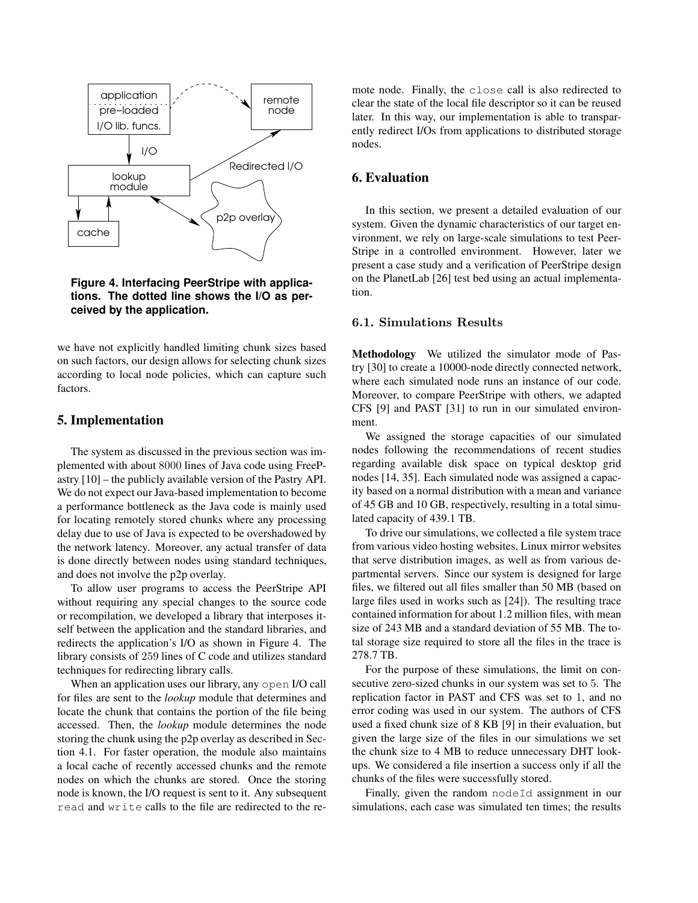**Figure 4. Interfacing PeerStripe with applications. The dotted line shows the I/O as perceived by the application.**

we have not explicitly handled limiting chunk sizes based on such factors, our design allows for selecting chunk sizes according to local node policies, which can capture such factors.

## 5. Implementation

The system as discussed in the previous section was implemented with about 8000 lines of Java code using FreePastry [10] – the publicly available version of the Pastry API. We do not expect our Java-based implementation to become a performance bottleneck as the Java code is mainly used for locating remotely stored chunks where any processing delay due to use of Java is expected to be overshadowed by the network latency. Moreover, any actual transfer of data is done directly between nodes using standard techniques, and does not involve the p2p overlay.

To allow user programs to access the PeerStripe API without requiring any special changes to the source code or recompilation, we developed a library that interposes itself between the application and the standard libraries, and redirects the application's I/O as shown in Figure 4. The library consists of 259 lines of C code and utilizes standard techniques for redirecting library calls.

When an application uses our library, any `open` I/O call for files are sent to the *lookup* module that determines and locate the chunk that contains the portion of the file being accessed. Then, the *lookup* module determines the node storing the chunk using the p2p overlay as described in Section 4.1. For faster operation, the module also maintains a local cache of recently accessed chunks and the remote nodes on which the chunks are stored. Once the storing node is known, the I/O request is sent to it. Any subsequent `read` and `write` calls to the file are redirected to the remote node. Finally, the `close` call is also redirected to clear the state of the local file descriptor so it can be reused later. In this way, our implementation is able to transparently redirect I/Os from applications to distributed storage nodes.

## 6. Evaluation

In this section, we present a detailed evaluation of our system. Given the dynamic characteristics of our target environment, we rely on large-scale simulations to test PeerStripe in a controlled environment. However, later we present a case study and a verification of PeerStripe design on the PlanetLab [26] test bed using an actual implementation.

### 6.1. Simulations Results

**Methodology** We utilized the simulator mode of Pastry [30] to create a 10000-node directly connected network, where each simulated node runs an instance of our code. Moreover, to compare PeerStripe with others, we adapted CFS [9] and PAST [31] to run in our simulated environment.

We assigned the storage capacities of our simulated nodes following the recommendations of recent studies regarding available disk space on typical desktop grid nodes [14, 35]. Each simulated node was assigned a capacity based on a normal distribution with a mean and variance of 45 GB and 10 GB, respectively, resulting in a total simulated capacity of 439.1 TB.

To drive our simulations, we collected a file system trace from various video hosting websites, Linux mirror websites that serve distribution images, as well as from various departmental servers. Since our system is designed for large files, we filtered out all files smaller than 50 MB (based on large files used in works such as [24]). The resulting trace contained information for about 1.2 million files, with mean size of 243 MB and a standard deviation of 55 MB. The total storage size required to store all the files in the trace is 278.7 TB.

For the purpose of these simulations, the limit on consecutive zero-sized chunks in our system was set to 5. The replication factor in PAST and CFS was set to 1, and no error coding was used in our system. The authors of CFS used a fixed chunk size of 8 KB [9] in their evaluation, but given the large size of the files in our simulations we set the chunk size to 4 MB to reduce unnecessary DHT lookups. We considered a file insertion a success only if all the chunks of the files were successfully stored.

Finally, given the random `nodeId` assignment in our simulations, each case was simulated ten times; the results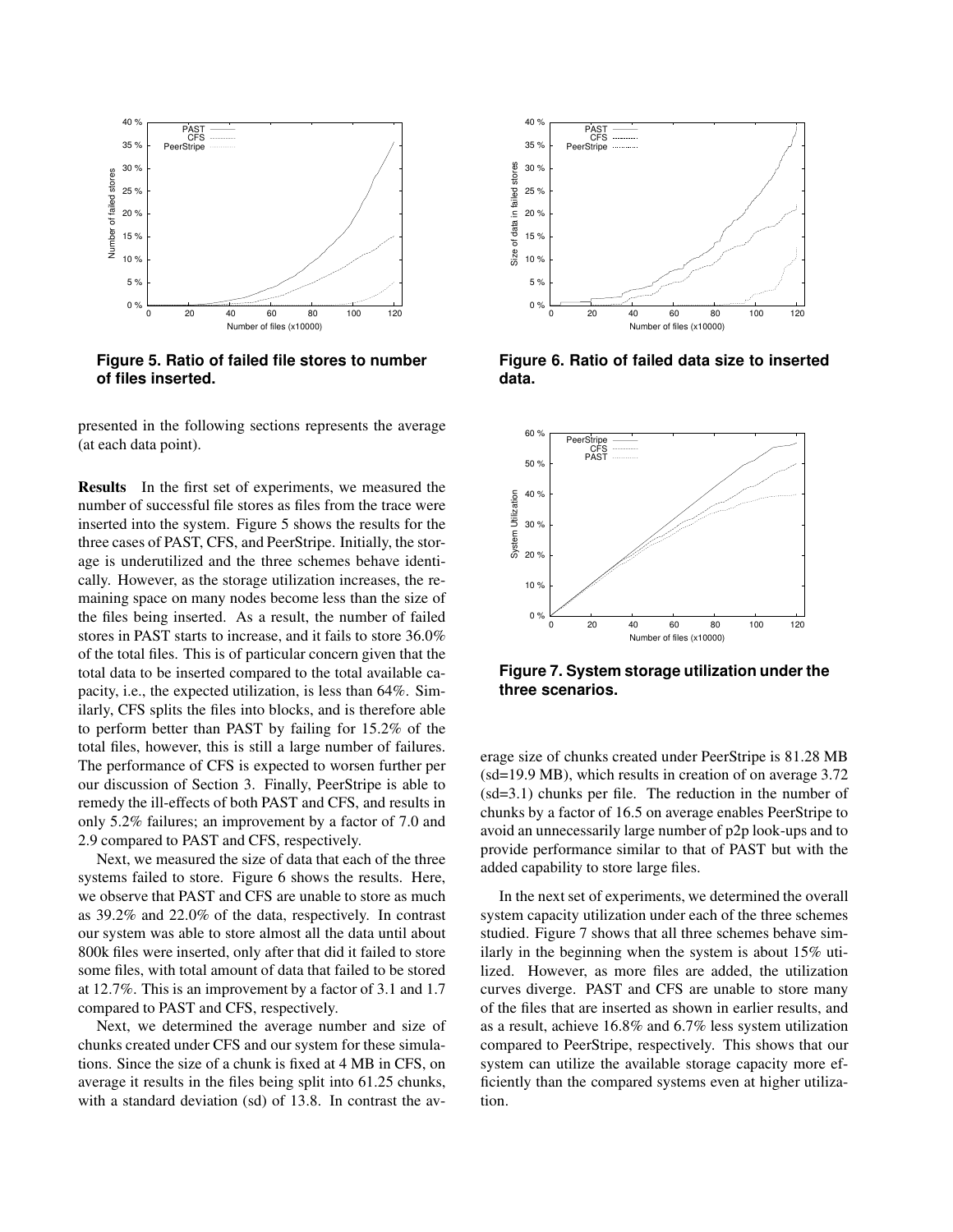Figure 5. Ratio of failed file stores to number of files inserted.

Figure 6. Ratio of failed data size to inserted data.

presented in the following sections represents the average (at each data point).

**Results** In the first set of experiments, we measured the number of successful file stores as files from the trace were inserted into the system. Figure 5 shows the results for the three cases of PAST, CFS, and PeerStripe. Initially, the storage is underutilized and the three schemes behave identically. However, as the storage utilization increases, the remaining space on many nodes become less than the size of the files being inserted. As a result, the number of failed stores in PAST starts to increase, and it fails to store 36.0% of the total files. This is of particular concern given that the total data to be inserted compared to the total available capacity, i.e., the expected utilization, is less than 64%. Similarly, CFS splits the files into blocks, and is therefore able to perform better than PAST by failing for 15.2% of the total files, however, this is still a large number of failures. The performance of CFS is expected to worsen further per our discussion of Section 3. Finally, PeerStripe is able to remedy the ill-effects of both PAST and CFS, and results in only 5.2% failures; an improvement by a factor of 7.0 and 2.9 compared to PAST and CFS, respectively.

Next, we measured the size of data that each of the three systems failed to store. Figure 6 shows the results. Here, we observe that PAST and CFS are unable to store as much as 39.2% and 22.0% of the data, respectively. In contrast our system was able to store almost all the data until about 800k files were inserted, only after that did it failed to store some files, with total amount of data that failed to be stored at 12.7%. This is an improvement by a factor of 3.1 and 1.7 compared to PAST and CFS, respectively.

Next, we determined the average number and size of chunks created under CFS and our system for these simulations. Since the size of a chunk is fixed at 4 MB in CFS, on average it results in the files being split into 61.25 chunks, with a standard deviation (sd) of 13.8. In contrast the average size of chunks created under PeerStripe is 81.28 MB (sd=19.9 MB), which results in creation of on average 3.72 (sd=3.1) chunks per file. The reduction in the number of chunks by a factor of 16.5 on average enables PeerStripe to avoid an unnecessarily large number of p2p look-ups and to provide performance similar to that of PAST but with the added capability to store large files.

Figure 7. System storage utilization under the three scenarios.

In the next set of experiments, we determined the overall system capacity utilization under each of the three schemes studied. Figure 7 shows that all three schemes behave similarly in the beginning when the system is about 15% utilized. However, as more files are added, the utilization curves diverge. PAST and CFS are unable to store many of the files that are inserted as shown in earlier results, and as a result, achieve 16.8% and 6.7% less system utilization compared to PeerStripe, respectively. This shows that our system can utilize the available storage capacity more efficiently than the compared systems even at higher utilization.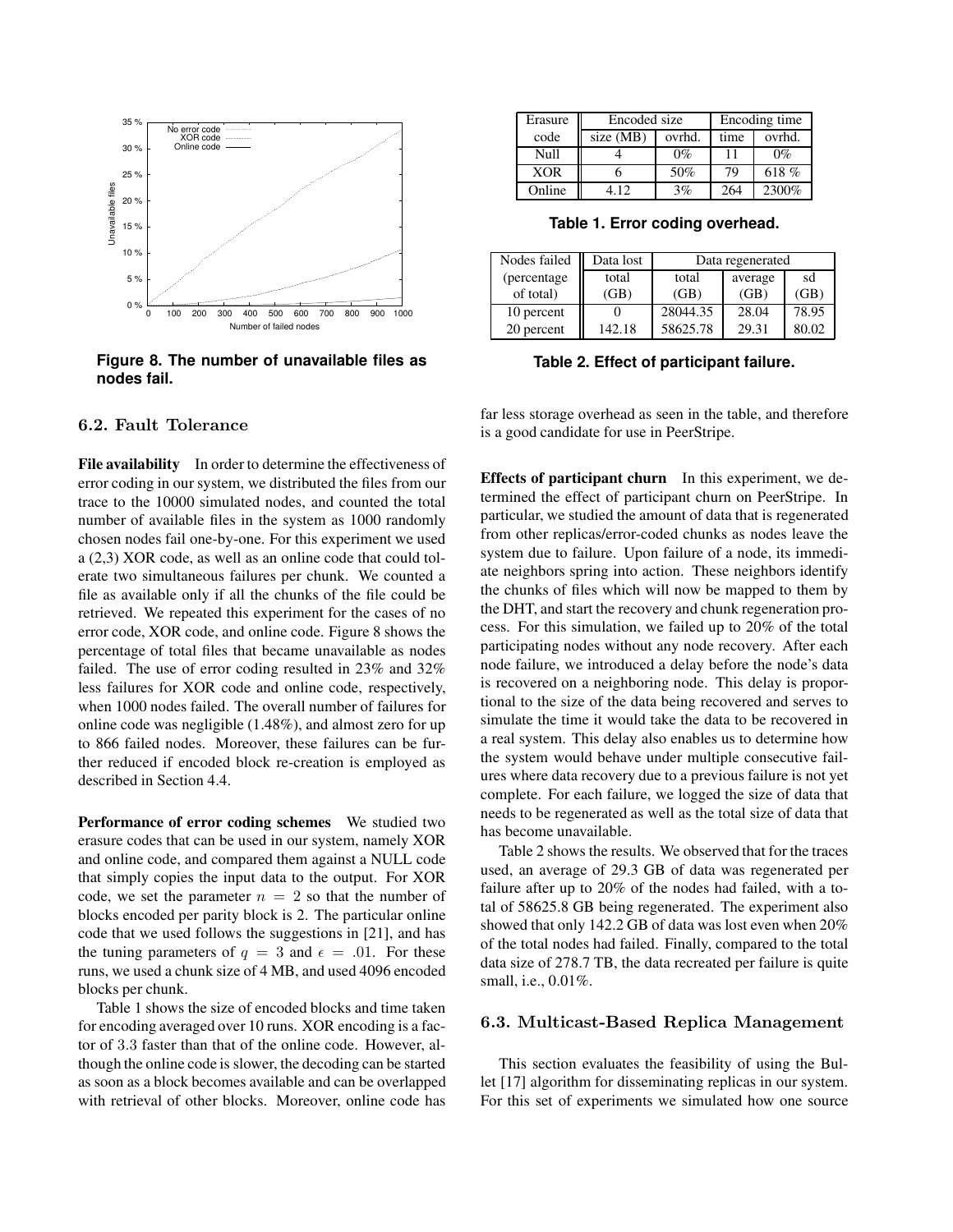Figure 8. The number of unavailable files as nodes fail.

| Erasure code | Encoded size | | Encoding time | |
|---|---|---|---|---|
| | size (MB) | ovrhd. | time | ovrhd. |
| Null | 4 | 0% | 11 | 0% |
| XOR | 6 | 50% | 79 | 618 % |
| Online | 4.12 | 3% | 264 | 2300% |

**Table 1. Error coding overhead.**

| Nodes failed (percentage of total) | Data lost | Data regenerated | | |
|---|---|---|---|---|
| | total (GB) | total (GB) | average (GB) | sd (GB) |
| 10 percent | 0 | 28044.35 | 28.04 | 78.95 |
| 20 percent | 142.18 | 58625.78 | 29.31 | 80.02 |

**Table 2. Effect of participant failure.**

### 6.2. Fault Tolerance

**File availability** In order to determine the effectiveness of error coding in our system, we distributed the files from our trace to the 10000 simulated nodes, and counted the total number of available files in the system as 1000 randomly chosen nodes fail one-by-one. For this experiment we used a (2,3) XOR code, as well as an online code that could tolerate two simultaneous failures per chunk. We counted a file as available only if all the chunks of the file could be retrieved. We repeated this experiment for the cases of no error code, XOR code, and online code. Figure 8 shows the percentage of total files that became unavailable as nodes failed. The use of error coding resulted in 23% and 32% less failures for XOR code and online code, respectively, when 1000 nodes failed. The overall number of failures for online code was negligible (1.48%), and almost zero for up to 866 failed nodes. Moreover, these failures can be further reduced if encoded block re-creation is employed as described in Section 4.4.

**Performance of error coding schemes** We studied two erasure codes that can be used in our system, namely XOR and online code, and compared them against a NULL code that simply copies the input data to the output. For XOR code, we set the parameter $n = 2$ so that the number of blocks encoded per parity block is 2. The particular online code that we used follows the suggestions in [21], and has the tuning parameters of $q = 3$ and $\epsilon = .01$. For these runs, we used a chunk size of 4 MB, and used 4096 encoded blocks per chunk.

Table 1 shows the size of encoded blocks and time taken for encoding averaged over 10 runs. XOR encoding is a factor of 3.3 faster than that of the online code. However, although the online code is slower, the decoding can be started as soon as a block becomes available and can be overlapped with retrieval of other blocks. Moreover, online code has far less storage overhead as seen in the table, and therefore is a good candidate for use in PeerStripe.

**Effects of participant churn** In this experiment, we determined the effect of participant churn on PeerStripe. In particular, we studied the amount of data that is regenerated from other replicas/error-coded chunks as nodes leave the system due to failure. Upon failure of a node, its immediate neighbors spring into action. These neighbors identify the chunks of files which will now be mapped to them by the DHT, and start the recovery and chunk regeneration process. For this simulation, we failed up to 20% of the total participating nodes without any node recovery. After each node failure, we introduced a delay before the node's data is recovered on a neighboring node. This delay is proportional to the size of the data being recovered and serves to simulate the time it would take the data to be recovered in a real system. This delay also enables us to determine how the system would behave under multiple consecutive failures where data recovery due to a previous failure is not yet complete. For each failure, we logged the size of data that needs to be regenerated as well as the total size of data that has become unavailable.

Table 2 shows the results. We observed that for the traces used, an average of 29.3 GB of data was regenerated per failure after up to 20% of the nodes had failed, with a total of 58625.8 GB being regenerated. The experiment also showed that only 142.2 GB of data was lost even when 20% of the total nodes had failed. Finally, compared to the total data size of 278.7 TB, the data recreated per failure is quite small, i.e., 0.01%.

### 6.3. Multicast-Based Replica Management

This section evaluates the feasibility of using the Bullet [17] algorithm for disseminating replicas in our system. For this set of experiments we simulated how one source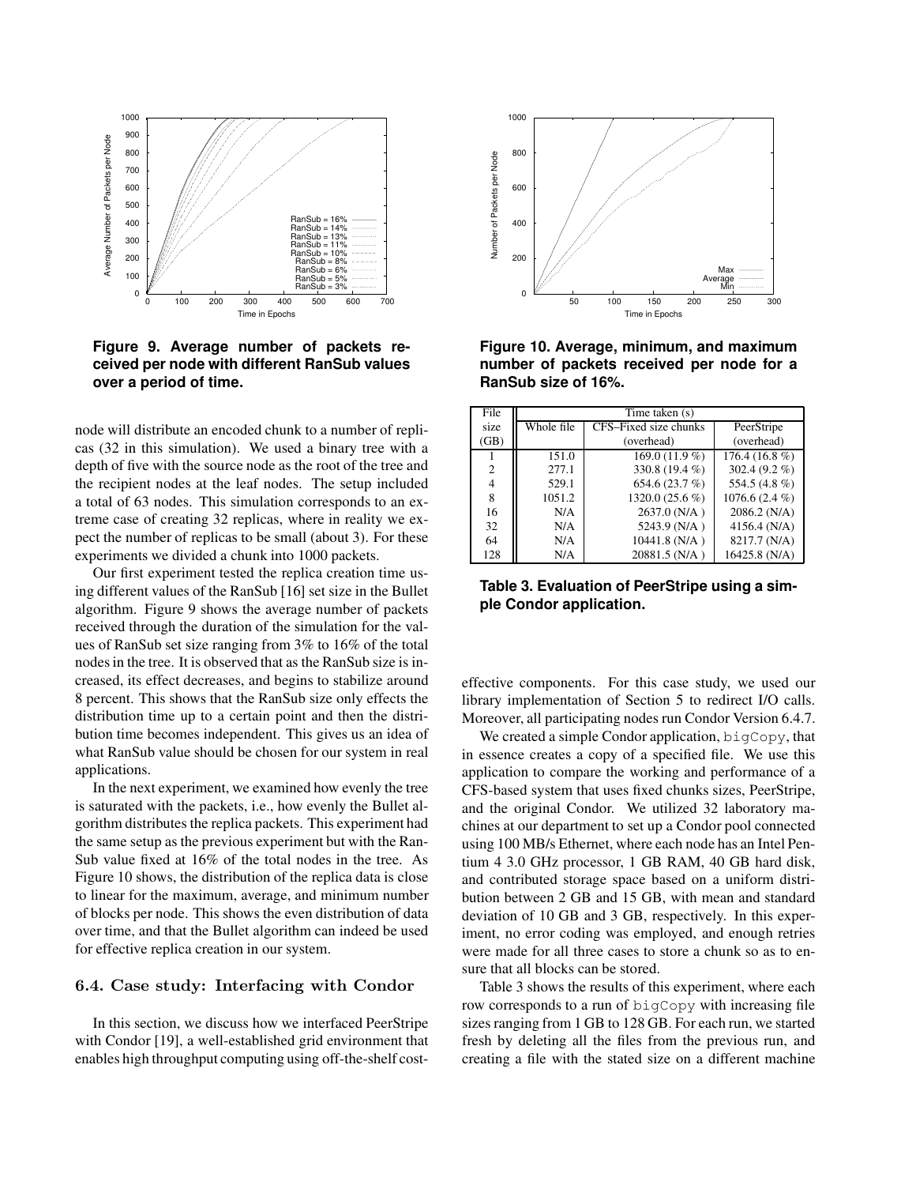**Figure 9. Average number of packets received per node with different RanSub values over a period of time.**

**Figure 10. Average, minimum, and maximum number of packets received per node for a RanSub size of 16%.**

| File size (GB) | Time taken (s) | | |
|---|---|---|---|
| | Whole file | CFS–Fixed size chunks (overhead) | PeerStripe (overhead) |
| 1 | 151.0 | 169.0 (11.9 %) | 176.4 (16.8 %) |
| 2 | 277.1 | 330.8 (19.4 %) | 302.4 (9.2 %) |
| 4 | 529.1 | 654.6 (23.7 %) | 554.5 (4.8 %) |
| 8 | 1051.2 | 1320.0 (25.6 %) | 1076.6 (2.4 %) |
| 16 | N/A | 2637.0 (N/A ) | 2086.2 (N/A) |
| 32 | N/A | 5243.9 (N/A ) | 4156.4 (N/A) |
| 64 | N/A | 10441.8 (N/A ) | 8217.7 (N/A) |
| 128 | N/A | 20881.5 (N/A ) | 16425.8 (N/A) |

**Table 3. Evaluation of PeerStripe using a simple Condor application.**

node will distribute an encoded chunk to a number of replicas (32 in this simulation). We used a binary tree with a depth of five with the source node as the root of the tree and the recipient nodes at the leaf nodes. The setup included a total of 63 nodes. This simulation corresponds to an extreme case of creating 32 replicas, where in reality we expect the number of replicas to be small (about 3). For these experiments we divided a chunk into 1000 packets.

Our first experiment tested the replica creation time using different values of the RanSub [16] set size in the Bullet algorithm. Figure 9 shows the average number of packets received through the duration of the simulation for the values of RanSub set size ranging from 3% to 16% of the total nodes in the tree. It is observed that as the RanSub size is increased, its effect decreases, and begins to stabilize around 8 percent. This shows that the RanSub size only effects the distribution time up to a certain point and then the distribution time becomes independent. This gives us an idea of what RanSub value should be chosen for our system in real applications.

In the next experiment, we examined how evenly the tree is saturated with the packets, i.e., how evenly the Bullet algorithm distributes the replica packets. This experiment had the same setup as the previous experiment but with the RanSub value fixed at 16% of the total nodes in the tree. As Figure 10 shows, the distribution of the replica data is close to linear for the maximum, average, and minimum number of blocks per node. This shows the even distribution of data over time, and that the Bullet algorithm can indeed be used for effective replica creation in our system.

### 6.4. Case study: Interfacing with Condor

In this section, we discuss how we interfaced PeerStripe with Condor [19], a well-established grid environment that enables high throughput computing using off-the-shelf cost-effective components. For this case study, we used our library implementation of Section 5 to redirect I/O calls. Moreover, all participating nodes run Condor Version 6.4.7.

We created a simple Condor application, `bigCopy`, that in essence creates a copy of a specified file. We use this application to compare the working and performance of a CFS-based system that uses fixed chunks sizes, PeerStripe, and the original Condor. We utilized 32 laboratory machines at our department to set up a Condor pool connected using 100 MB/s Ethernet, where each node has an Intel Pentium 4 3.0 GHz processor, 1 GB RAM, 40 GB hard disk, and contributed storage space based on a uniform distribution between 2 GB and 15 GB, with mean and standard deviation of 10 GB and 3 GB, respectively. In this experiment, no error coding was employed, and enough retries were made for all three cases to store a chunk so as to ensure that all blocks can be stored.

Table 3 shows the results of this experiment, where each row corresponds to a run of `bigCopy` with increasing file sizes ranging from 1 GB to 128 GB. For each run, we started fresh by deleting all the files from the previous run, and creating a file with the stated size on a different machine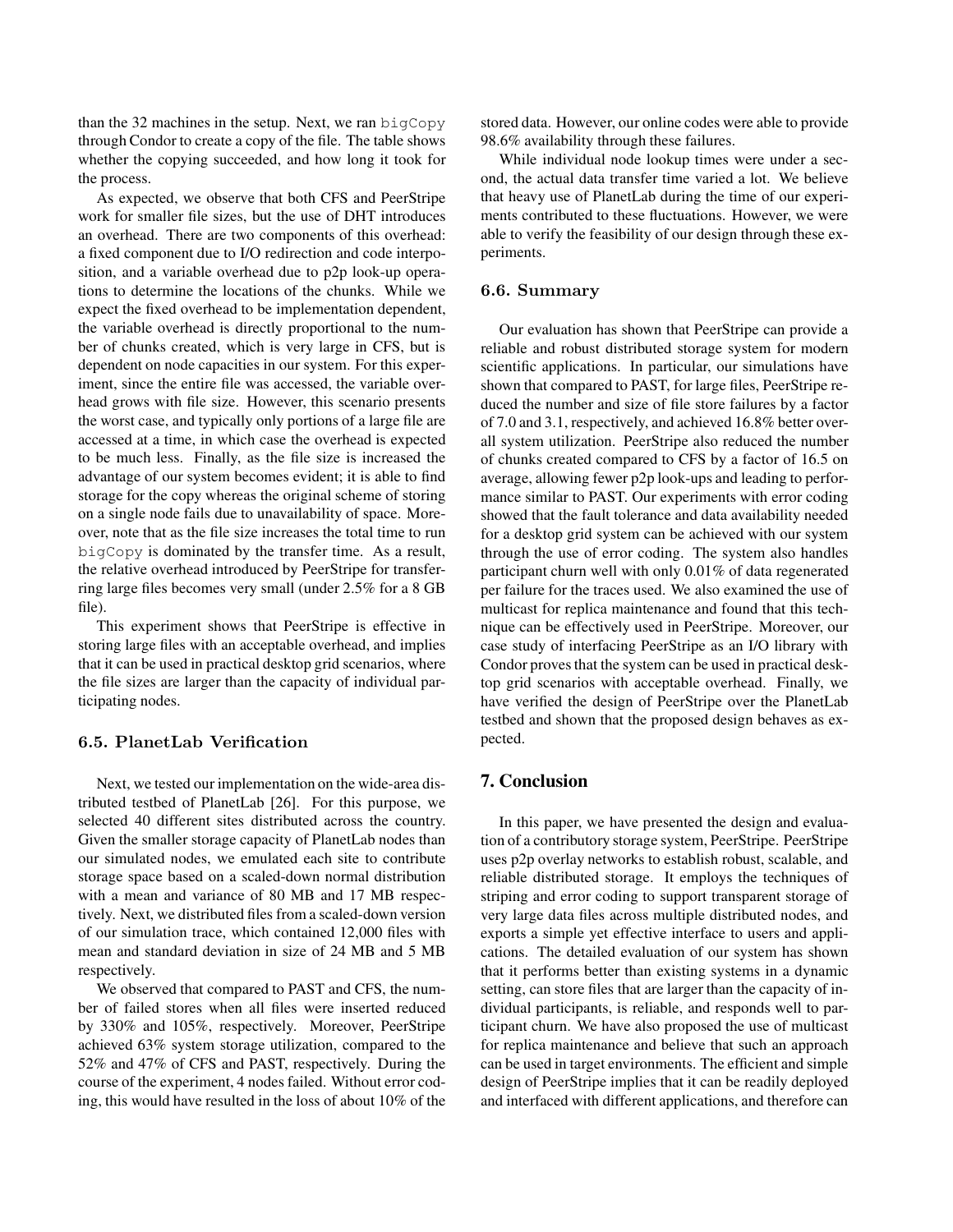than the 32 machines in the setup. Next, we ran `bigCopy` through Condor to create a copy of the file. The table shows whether the copying succeeded, and how long it took for the process.

As expected, we observe that both CFS and PeerStripe work for smaller file sizes, but the use of DHT introduces an overhead. There are two components of this overhead: a fixed component due to I/O redirection and code interposition, and a variable overhead due to p2p look-up operations to determine the locations of the chunks. While we expect the fixed overhead to be implementation dependent, the variable overhead is directly proportional to the number of chunks created, which is very large in CFS, but is dependent on node capacities in our system. For this experiment, since the entire file was accessed, the variable overhead grows with file size. However, this scenario presents the worst case, and typically only portions of a large file are accessed at a time, in which case the overhead is expected to be much less. Finally, as the file size is increased the advantage of our system becomes evident; it is able to find storage for the copy whereas the original scheme of storing on a single node fails due to unavailability of space. Moreover, note that as the file size increases the total time to run `bigCopy` is dominated by the transfer time. As a result, the relative overhead introduced by PeerStripe for transferring large files becomes very small (under 2.5% for a 8 GB file).

This experiment shows that PeerStripe is effective in storing large files with an acceptable overhead, and implies that it can be used in practical desktop grid scenarios, where the file sizes are larger than the capacity of individual participating nodes.

### 6.5. PlanetLab Verification

Next, we tested our implementation on the wide-area distributed testbed of PlanetLab [26]. For this purpose, we selected 40 different sites distributed across the country. Given the smaller storage capacity of PlanetLab nodes than our simulated nodes, we emulated each site to contribute storage space based on a scaled-down normal distribution with a mean and variance of 80 MB and 17 MB respectively. Next, we distributed files from a scaled-down version of our simulation trace, which contained 12,000 files with mean and standard deviation in size of 24 MB and 5 MB respectively.

We observed that compared to PAST and CFS, the number of failed stores when all files were inserted reduced by 330% and 105%, respectively. Moreover, PeerStripe achieved 63% system storage utilization, compared to the 52% and 47% of CFS and PAST, respectively. During the course of the experiment, 4 nodes failed. Without error coding, this would have resulted in the loss of about 10% of the stored data. However, our online codes were able to provide 98.6% availability through these failures.

While individual node lookup times were under a second, the actual data transfer time varied a lot. We believe that heavy use of PlanetLab during the time of our experiments contributed to these fluctuations. However, we were able to verify the feasibility of our design through these experiments.

### 6.6. Summary

Our evaluation has shown that PeerStripe can provide a reliable and robust distributed storage system for modern scientific applications. In particular, our simulations have shown that compared to PAST, for large files, PeerStripe reduced the number and size of file store failures by a factor of 7.0 and 3.1, respectively, and achieved 16.8% better overall system utilization. PeerStripe also reduced the number of chunks created compared to CFS by a factor of 16.5 on average, allowing fewer p2p look-ups and leading to performance similar to PAST. Our experiments with error coding showed that the fault tolerance and data availability needed for a desktop grid system can be achieved with our system through the use of error coding. The system also handles participant churn well with only 0.01% of data regenerated per failure for the traces used. We also examined the use of multicast for replica maintenance and found that this technique can be effectively used in PeerStripe. Moreover, our case study of interfacing PeerStripe as an I/O library with Condor proves that the system can be used in practical desktop grid scenarios with acceptable overhead. Finally, we have verified the design of PeerStripe over the PlanetLab testbed and shown that the proposed design behaves as expected.

## 7. Conclusion

In this paper, we have presented the design and evaluation of a contributory storage system, PeerStripe. PeerStripe uses p2p overlay networks to establish robust, scalable, and reliable distributed storage. It employs the techniques of striping and error coding to support transparent storage of very large data files across multiple distributed nodes, and exports a simple yet effective interface to users and applications. The detailed evaluation of our system has shown that it performs better than existing systems in a dynamic setting, can store files that are larger than the capacity of individual participants, is reliable, and responds well to participant churn. We have also proposed the use of multicast for replica maintenance and believe that such an approach can be used in target environments. The efficient and simple design of PeerStripe implies that it can be readily deployed and interfaced with different applications, and therefore can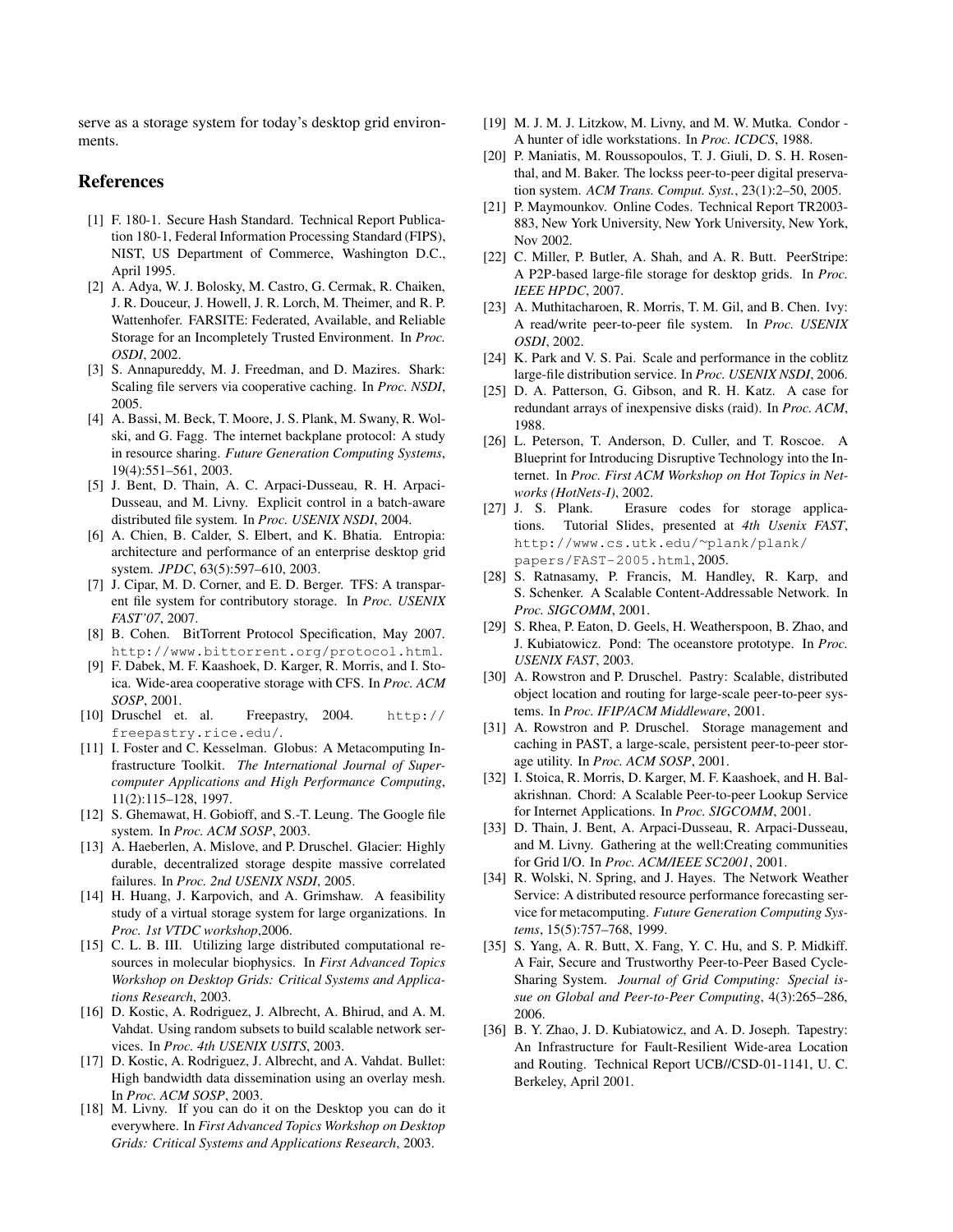serve as a storage system for today's desktop grid environments.

## References

[1] F. 180-1. Secure Hash Standard. Technical Report Publication 180-1, Federal Information Processing Standard (FIPS), NIST, US Department of Commerce, Washington D.C., April 1995.

[2] A. Adya, W. J. Bolosky, M. Castro, G. Cermak, R. Chaiken, J. R. Douceur, J. Howell, J. R. Lorch, M. Theimer, and R. P. Wattenhofer. FARSITE: Federated, Available, and Reliable Storage for an Incompletely Trusted Environment. In *Proc. OSDI*, 2002.

[3] S. Annapureddy, M. J. Freedman, and D. Mazires. Shark: Scaling file servers via cooperative caching. In *Proc. NSDI*, 2005.

[4] A. Bassi, M. Beck, T. Moore, J. S. Plank, M. Swany, R. Wolski, and G. Fagg. The internet backplane protocol: A study in resource sharing. *Future Generation Computing Systems*, 19(4):551–561, 2003.

[5] J. Bent, D. Thain, A. C. Arpaci-Dusseau, R. H. Arpaci-Dusseau, and M. Livny. Explicit control in a batch-aware distributed file system. In *Proc. USENIX NSDI*, 2004.

[6] A. Chien, B. Calder, S. Elbert, and K. Bhatia. Entropia: architecture and performance of an enterprise desktop grid system. *JPDC*, 63(5):597–610, 2003.

[7] J. Cipar, M. D. Corner, and E. D. Berger. TFS: A transparent file system for contributory storage. In *Proc. USENIX FAST'07*, 2007.

[8] B. Cohen. BitTorrent Protocol Specification, May 2007. `http://www.bittorrent.org/protocol.html`.

[9] F. Dabek, M. F. Kaashoek, D. Karger, R. Morris, and I. Stoica. Wide-area cooperative storage with CFS. In *Proc. ACM SOSP*, 2001.

[10] Druschel et. al. Freepastry, 2004. `http://freepastry.rice.edu/`.

[11] I. Foster and C. Kesselman. Globus: A Metacomputing Infrastructure Toolkit. *The International Journal of Supercomputer Applications and High Performance Computing*, 11(2):115–128, 1997.

[12] S. Ghemawat, H. Gobioff, and S.-T. Leung. The Google file system. In *Proc. ACM SOSP*, 2003.

[13] A. Haeberlen, A. Mislove, and P. Druschel. Glacier: Highly durable, decentralized storage despite massive correlated failures. In *Proc. 2nd USENIX NSDI*, 2005.

[14] H. Huang, J. Karpovich, and A. Grimshaw. A feasibility study of a virtual storage system for large organizations. In *Proc. 1st VTDC workshop*,2006.

[15] C. L. B. III. Utilizing large distributed computational resources in molecular biophysics. In *First Advanced Topics Workshop on Desktop Grids: Critical Systems and Applications Research*, 2003.

[16] D. Kostic, A. Rodriguez, J. Albrecht, A. Bhirud, and A. M. Vahdat. Using random subsets to build scalable network services. In *Proc. 4th USENIX USITS*, 2003.

[17] D. Kostic, A. Rodriguez, J. Albrecht, and A. Vahdat. Bullet: High bandwidth data dissemination using an overlay mesh. In *Proc. ACM SOSP*, 2003.

[18] M. Livny. If you can do it on the Desktop you can do it everywhere. In *First Advanced Topics Workshop on Desktop Grids: Critical Systems and Applications Research*, 2003.

[19] M. J. M. J. Litzkow, M. Livny, and M. W. Mutka. Condor - A hunter of idle workstations. In *Proc. ICDCS*, 1988.

[20] P. Maniatis, M. Roussopoulos, T. J. Giuli, D. S. H. Rosenthal, and M. Baker. The lockss peer-to-peer digital preservation system. *ACM Trans. Comput. Syst.*, 23(1):2–50, 2005.

[21] P. Maymounkov. Online Codes. Technical Report TR2003-883, New York University, New York University, New York, Nov 2002.

[22] C. Miller, P. Butler, A. Shah, and A. R. Butt. PeerStripe: A P2P-based large-file storage for desktop grids. In *Proc. IEEE HPDC*, 2007.

[23] A. Muthitacharoen, R. Morris, T. M. Gil, and B. Chen. Ivy: A read/write peer-to-peer file system. In *Proc. USENIX OSDI*, 2002.

[24] K. Park and V. S. Pai. Scale and performance in the coblitz large-file distribution service. In *Proc. USENIX NSDI*, 2006.

[25] D. A. Patterson, G. Gibson, and R. H. Katz. A case for redundant arrays of inexpensive disks (raid). In *Proc. ACM*, 1988.

[26] L. Peterson, T. Anderson, D. Culler, and T. Roscoe. A Blueprint for Introducing Disruptive Technology into the Internet. In *Proc. First ACM Workshop on Hot Topics in Networks (HotNets-I)*, 2002.

[27] J. S. Plank. Erasure codes for storage applications. Tutorial Slides, presented at *4th Usenix FAST*, `http://www.cs.utk.edu/~plank/plank/papers/FAST-2005.html`, 2005.

[28] S. Ratnasamy, P. Francis, M. Handley, R. Karp, and S. Schenker. A Scalable Content-Addressable Network. In *Proc. SIGCOMM*, 2001.

[29] S. Rhea, P. Eaton, D. Geels, H. Weatherspoon, B. Zhao, and J. Kubiatowicz. Pond: The oceanstore prototype. In *Proc. USENIX FAST*, 2003.

[30] A. Rowstron and P. Druschel. Pastry: Scalable, distributed object location and routing for large-scale peer-to-peer systems. In *Proc. IFIP/ACM Middleware*, 2001.

[31] A. Rowstron and P. Druschel. Storage management and caching in PAST, a large-scale, persistent peer-to-peer storage utility. In *Proc. ACM SOSP*, 2001.

[32] I. Stoica, R. Morris, D. Karger, M. F. Kaashoek, and H. Balakrishnan. Chord: A Scalable Peer-to-peer Lookup Service for Internet Applications. In *Proc. SIGCOMM*, 2001.

[33] D. Thain, J. Bent, A. Arpaci-Dusseau, R. Arpaci-Dusseau, and M. Livny. Gathering at the well:Creating communities for Grid I/O. In *Proc. ACM/IEEE SC2001*, 2001.

[34] R. Wolski, N. Spring, and J. Hayes. The Network Weather Service: A distributed resource performance forecasting service for metacomputing. *Future Generation Computing Systems*, 15(5):757–768, 1999.

[35] S. Yang, A. R. Butt, X. Fang, Y. C. Hu, and S. P. Midkiff. A Fair, Secure and Trustworthy Peer-to-Peer Based Cycle-Sharing System. *Journal of Grid Computing: Special issue on Global and Peer-to-Peer Computing*, 4(3):265–286, 2006.

[36] B. Y. Zhao, J. D. Kubiatowicz, and A. D. Joseph. Tapestry: An Infrastructure for Fault-Resilient Wide-area Location and Routing. Technical Report UCB//CSD-01-1141, U. C. Berkeley, April 2001.